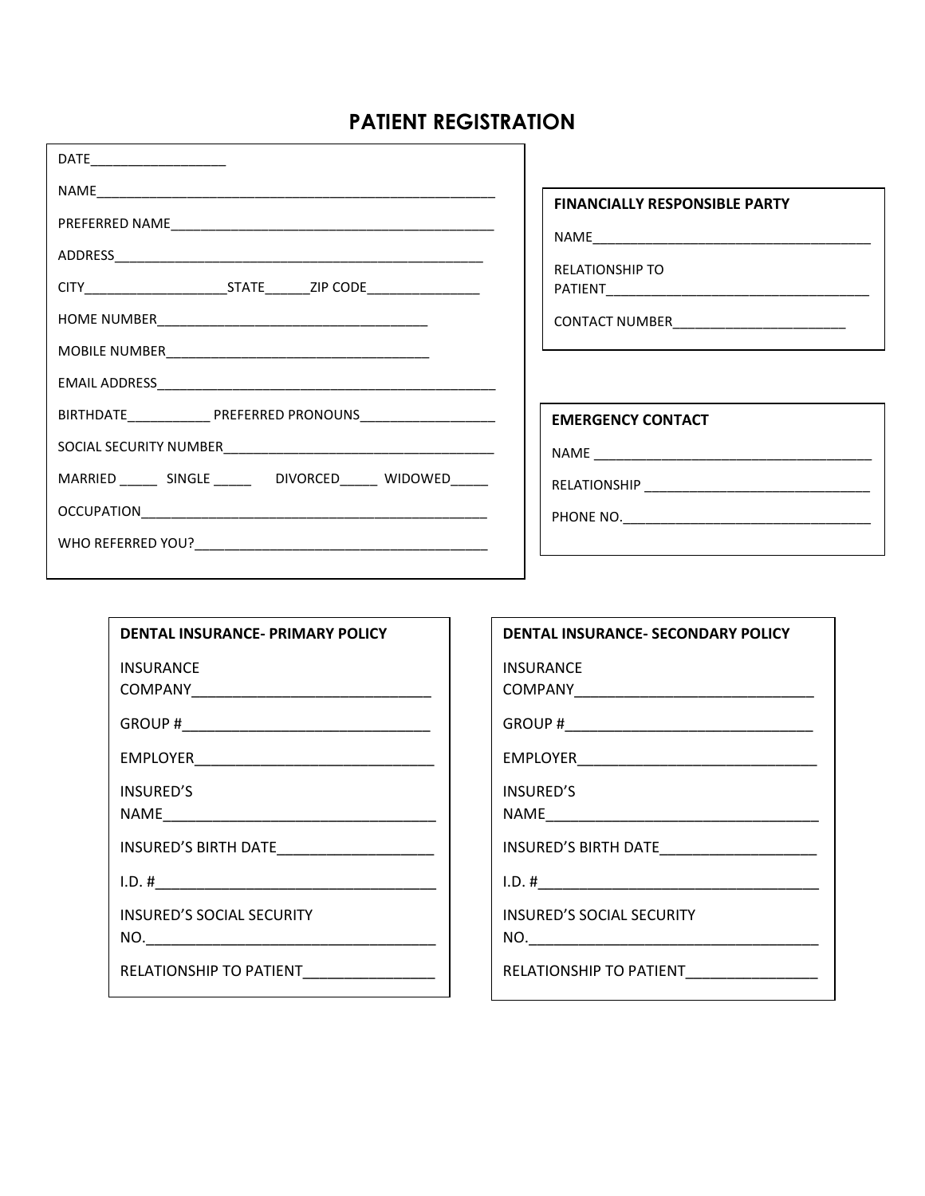# PATIENT REGISTRATION

DATE__________________

NAME______________________________________________________

PREFERRED NAME____________________________________________

ADDRESS__________________________________________________

CITY___________________STATE______ZIP CODE_______________

HOME NUMBER____________________________________

MOBILE NUMBER___________________________________

EMAIL ADDRESS_____________________________________________

BIRTHDATE___________ PREFERRED PRONOUNS__________________

SOCIAL SECURITY NUMBER____________________________________

MARRIED _____ SINGLE _____ DIVORCED_____ WIDOWED_____

OCCUPATION_______________________________________________

WHO REFERRED YOU?________________________________________

**FINANCIALLY RESPONSIBLE PARTY**

NAME_____________________________________

RELATIONSHIP TO PATIENT___________________________________

CONTACT NUMBER_______________________

**EMERGENCY CONTACT**

NAME _____________________________________

RELATIONSHIP ______________________________

PHONE NO._________________________________

**DENTAL INSURANCE- PRIMARY POLICY**

INSURANCE COMPANY_____________________________

GROUP #_______________________________

EMPLOYER______________________________

INSURED'S NAME__________________________________

INSURED'S BIRTH DATE___________________

I.D. #__________________________________

INSURED'S SOCIAL SECURITY NO.___________________________________

RELATIONSHIP TO PATIENT________________

**DENTAL INSURANCE- SECONDARY POLICY**

INSURANCE COMPANY_____________________________

GROUP #_______________________________

EMPLOYER______________________________

INSURED'S NAME__________________________________

INSURED'S BIRTH DATE___________________

I.D. #__________________________________

INSURED'S SOCIAL SECURITY NO.___________________________________

RELATIONSHIP TO PATIENT________________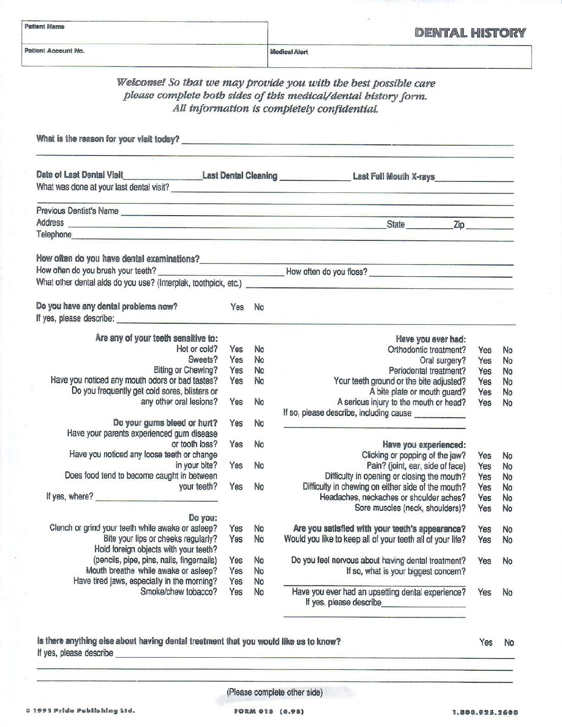| Patient Name | # DENTAL HISTORY |
| --- | --- |
| Patient Account No. | Medical Alert |

*Welcome! So that we may provide you with the best possible care please complete both sides of this medical/dental history form. All information is completely confidential.*

What is the reason for your visit today? ______________________________

Date of Last Dental Visit ____________ Last Dental Cleaning ____________ Last Full Mouth X-rays ____________

What was done at your last dental visit? ______________________________

Previous Dentist's Name ______________________________

Address ______________________________ State ________ Zip ________

Telephone ______________________________

How often do you have dental examinations? ______________________________

How often do you brush your teeth? ______________ How often do you floss? ______________

What other dental aids do you use? (Interplak, toothpick, etc.) ______________________________

**Do you have any dental problems now?** Yes No

If yes, please describe: ______________________________

**Are any of your teeth sensitive to:**

| | | |
| --- | --- | --- |
| Hot or cold? | Yes | No |
| Sweets? | Yes | No |
| Biting or Chewing? | Yes | No |
| Have you noticed any mouth odors or bad tastes? | Yes | No |
| Do you frequently get cold sores, blisters or any other oral lesions? | Yes | No |
| Do your gums bleed or hurt? | Yes | No |
| Have your parents experienced gum disease or tooth loss? | Yes | No |
| Have you noticed any loose teeth or change in your bite? | Yes | No |
| Does food tend to become caught in between your teeth? | Yes | No |

If yes, where? ______________

**Do you:**

| | | |
| --- | --- | --- |
| Clench or grind your teeth while awake or asleep? | Yes | No |
| Bite your lips or cheeks regularly? | Yes | No |
| Hold foreign objects with your teeth? (pencils, pipe, pins, nails, fingernails) | Yes | No |
| Mouth breathe while awake or asleep? | Yes | No |
| Have tired jaws, especially in the morning? | Yes | No |
| Smoke/chew tobacco? | Yes | No |

**Have you ever had:**

| | | |
| --- | --- | --- |
| Orthodontic treatment? | Yes | No |
| Oral surgery? | Yes | No |
| Periodontal treatment? | Yes | No |
| Your teeth ground or the bite adjusted? | Yes | No |
| A bite plate or mouth guard? | Yes | No |
| A serious injury to the mouth or head? | Yes | No |

If so, please describe, including cause ______________

**Have you experienced:**

| | | |
| --- | --- | --- |
| Clicking or popping of the jaw? | Yes | No |
| Pain? (joint, ear, side of face) | Yes | No |
| Difficulty in opening or closing the mouth? | Yes | No |
| Difficulty in chewing on either side of the mouth? | Yes | No |
| Headaches, neckaches or shoulder aches? | Yes | No |
| Sore muscles (neck, shoulders)? | Yes | No |

| | | |
| --- | --- | --- |
| **Are you satisfied with your teeth's appearance?** | Yes | No |
| Would you like to keep all of your teeth all of your life? | Yes | No |
| Do you feel nervous about having dental treatment? | Yes | No |

If so, what is your biggest concern? ______________

| | | |
| --- | --- | --- |
| Have you ever had an upsetting dental experience? | Yes | No |

If yes, please describe ______________

**Is there anything else about having dental treatment that you would like us to know?** Yes No

If yes, please describe ______________________________

(Please complete other side)

© 1991 Pride Publishing Ltd. FORM 015 (6.98) 1.800.925.2600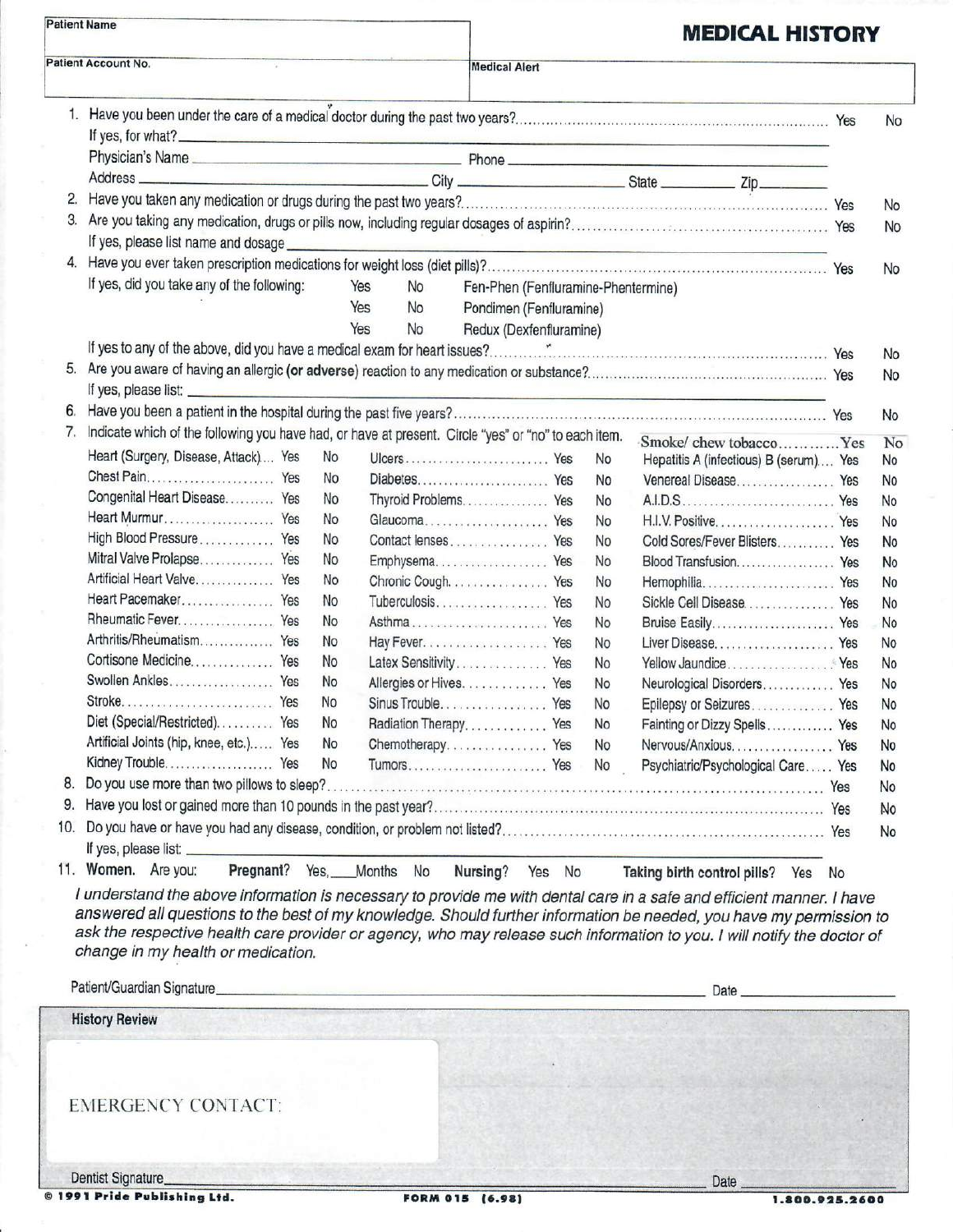| Patient Name | |
|---|---|
| Patient Account No. | Medical Alert |

# MEDICAL HISTORY

1. Have you been under the care of a medical doctor during the past two years? ........ Yes No
   If yes, for what? ____________
   Physician's Name ____________ Phone ____________
   Address ____________ City ____________ State ________ Zip ________
2. Have you taken any medication or drugs during the past two years? ........ Yes No
3. Are you taking any medication, drugs or pills now, including regular dosages of aspirin? ........ Yes No
   If yes, please list name and dosage ____________
4. Have you ever taken prescription medications for weight loss (diet pills)? ........ Yes No
   If yes, did you take any of the following:
   - Yes No Fen-Phen (Fenfluramine-Phentermine)
   - Yes No Pondimen (Fenfluramine)
   - Yes No Redux (Dexfenfluramine)

   If yes to any of the above, did you have a medical exam for heart issues? ........ Yes No
5. Are you aware of having an allergic **(or adverse)** reaction to any medication or substance? ........ Yes No
   If yes, please list: ____________
6. Have you been a patient in the hospital during the past five years? ........ Yes No
7. Indicate which of the following you have had, or have at present. Circle "yes" or "no" to each item.

| | | | | | | | | |
|---|---|---|---|---|---|---|---|---|
| Heart (Surgery, Disease, Attack) | Yes | No | Ulcers | Yes | No | Smoke/ chew tobacco | Yes | No |
| Chest Pain | Yes | No | Diabetes | Yes | No | Hepatitis A (infectious) B (serum) | Yes | No |
| Congenital Heart Disease | Yes | No | Thyroid Problems | Yes | No | Venereal Disease | Yes | No |
| Heart Murmur | Yes | No | Glaucoma | Yes | No | A.I.D.S. | Yes | No |
| High Blood Pressure | Yes | No | Contact lenses | Yes | No | H.I.V. Positive | Yes | No |
| Mitral Valve Prolapse | Yes | No | Emphysema | Yes | No | Cold Sores/Fever Blisters | Yes | No |
| Artificial Heart Valve | Yes | No | Chronic Cough | Yes | No | Blood Transfusion | Yes | No |
| Heart Pacemaker | Yes | No | Tuberculosis | Yes | No | Hemophilia | Yes | No |
| Rheumatic Fever | Yes | No | Asthma | Yes | No | Sickle Cell Disease | Yes | No |
| Arthritis/Rheumatism | Yes | No | Hay Fever | Yes | No | Bruise Easily | Yes | No |
| Cortisone Medicine | Yes | No | Latex Sensitivity | Yes | No | Liver Disease | Yes | No |
| Swollen Ankles | Yes | No | Allergies or Hives | Yes | No | Yellow Jaundice | Yes | No |
| Stroke | Yes | No | Sinus Trouble | Yes | No | Neurological Disorders | Yes | No |
| Diet (Special/Restricted) | Yes | No | Radiation Therapy | Yes | No | Epilepsy or Seizures | Yes | No |
| Artificial Joints (hip, knee, etc.) | Yes | No | Chemotherapy | Yes | No | Fainting or Dizzy Spells | Yes | No |
| Kidney Trouble | Yes | No | Tumors | Yes | No | Nervous/Anxious | Yes | No |
| | | | | | | Psychiatric/Psychological Care | Yes | No |

8. Do you use more than two pillows to sleep? ........ Yes No
9. Have you lost or gained more than 10 pounds in the past year? ........ Yes No
10. Do you have or have you had any disease, condition, or problem not listed? ........ Yes No
    If yes, please list: ____________
11. **Women.** Are you: **Pregnant?** Yes, ___Months No **Nursing?** Yes No **Taking birth control pills?** Yes No

*I understand the above information is necessary to provide me with dental care in a safe and efficient manner. I have answered all questions to the best of my knowledge. Should further information be needed, you have my permission to ask the respective health care provider or agency, who may release such information to you. I will notify the doctor of change in my health or medication.*

Patient/Guardian Signature ____________ Date ____________

**History Review**

EMERGENCY CONTACT:

Dentist Signature ____________ Date ____________

© 1991 Pride Publishing Ltd. FORM 015 (6.98) 1.800.925.2600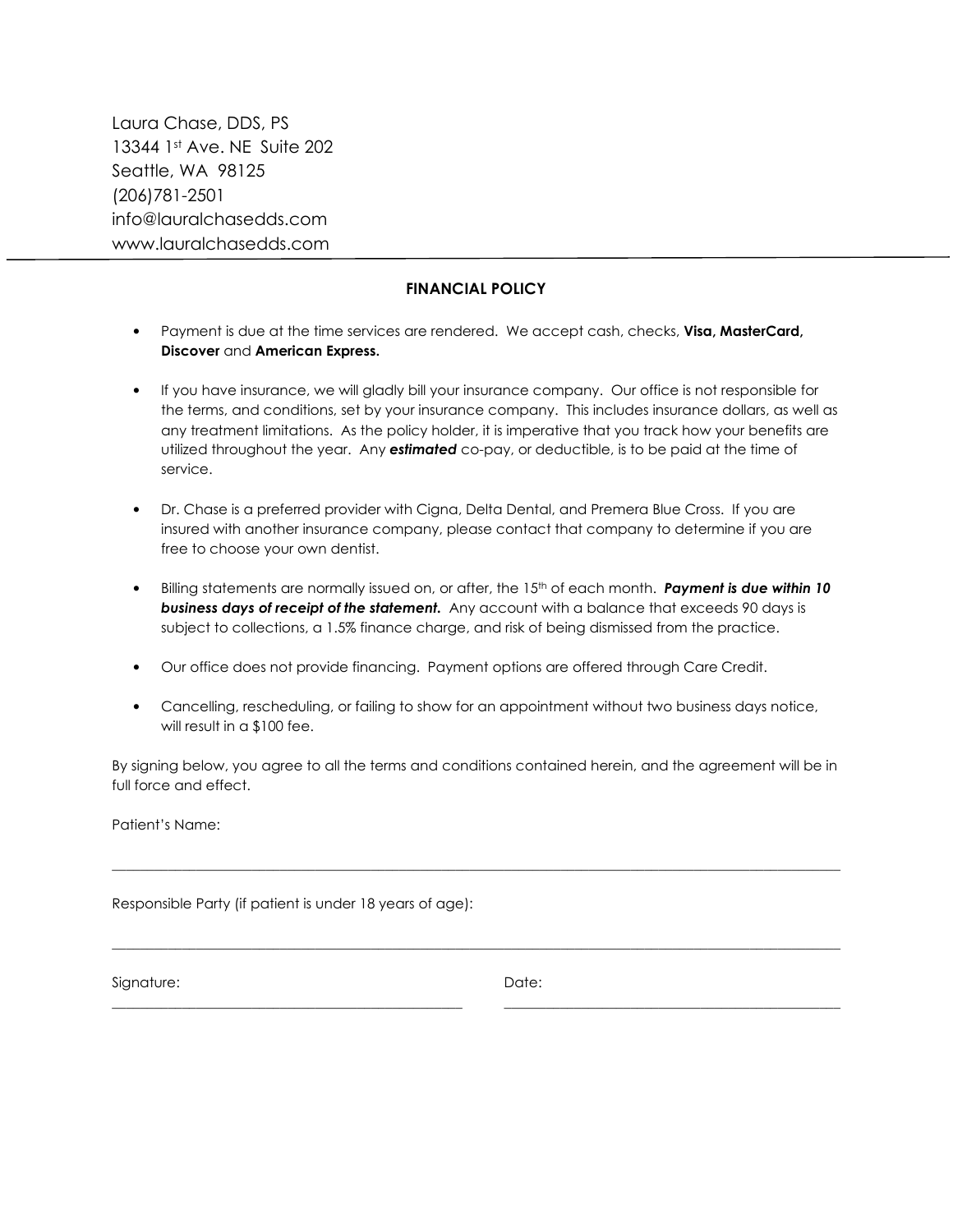Laura Chase, DDS, PS
13344 1st Ave. NE Suite 202
Seattle, WA 98125
(206)781-2501
info@lauralchasedds.com
www.lauralchasedds.com

---

## FINANCIAL POLICY

- Payment is due at the time services are rendered. We accept cash, checks, **Visa, MasterCard, Discover** and **American Express.**

- If you have insurance, we will gladly bill your insurance company. Our office is not responsible for the terms, and conditions, set by your insurance company. This includes insurance dollars, as well as any treatment limitations. As the policy holder, it is imperative that you track how your benefits are utilized throughout the year. Any ***estimated*** co-pay, or deductible, is to be paid at the time of service.

- Dr. Chase is a preferred provider with Cigna, Delta Dental, and Premera Blue Cross. If you are insured with another insurance company, please contact that company to determine if you are free to choose your own dentist.

- Billing statements are normally issued on, or after, the 15th of each month. ***Payment is due within 10 business days of receipt of the statement.*** Any account with a balance that exceeds 90 days is subject to collections, a 1.5% finance charge, and risk of being dismissed from the practice.

- Our office does not provide financing. Payment options are offered through Care Credit.

- Cancelling, rescheduling, or failing to show for an appointment without two business days notice, will result in a $100 fee.

By signing below, you agree to all the terms and conditions contained herein, and the agreement will be in full force and effect.

Patient's Name:

______________________________________________________________________

Responsible Party (if patient is under 18 years of age):

______________________________________________________________________

Signature: ________________________________ Date: ________________________________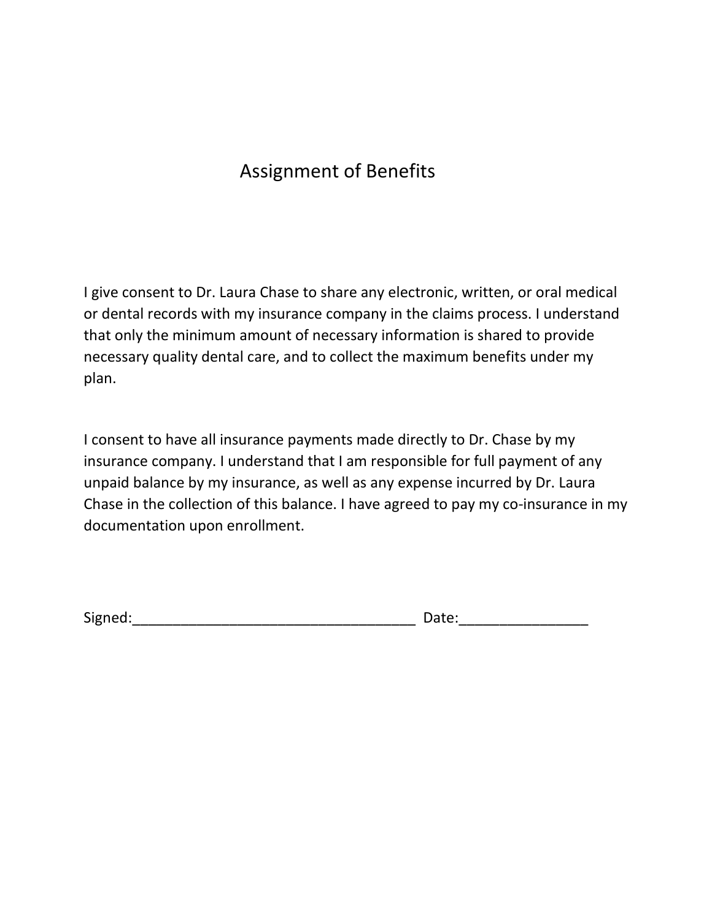# Assignment of Benefits

I give consent to Dr. Laura Chase to share any electronic, written, or oral medical or dental records with my insurance company in the claims process. I understand that only the minimum amount of necessary information is shared to provide necessary quality dental care, and to collect the maximum benefits under my plan.

I consent to have all insurance payments made directly to Dr. Chase by my insurance company. I understand that I am responsible for full payment of any unpaid balance by my insurance, as well as any expense incurred by Dr. Laura Chase in the collection of this balance. I have agreed to pay my co-insurance in my documentation upon enrollment.

Signed:___________________________________ Date:________________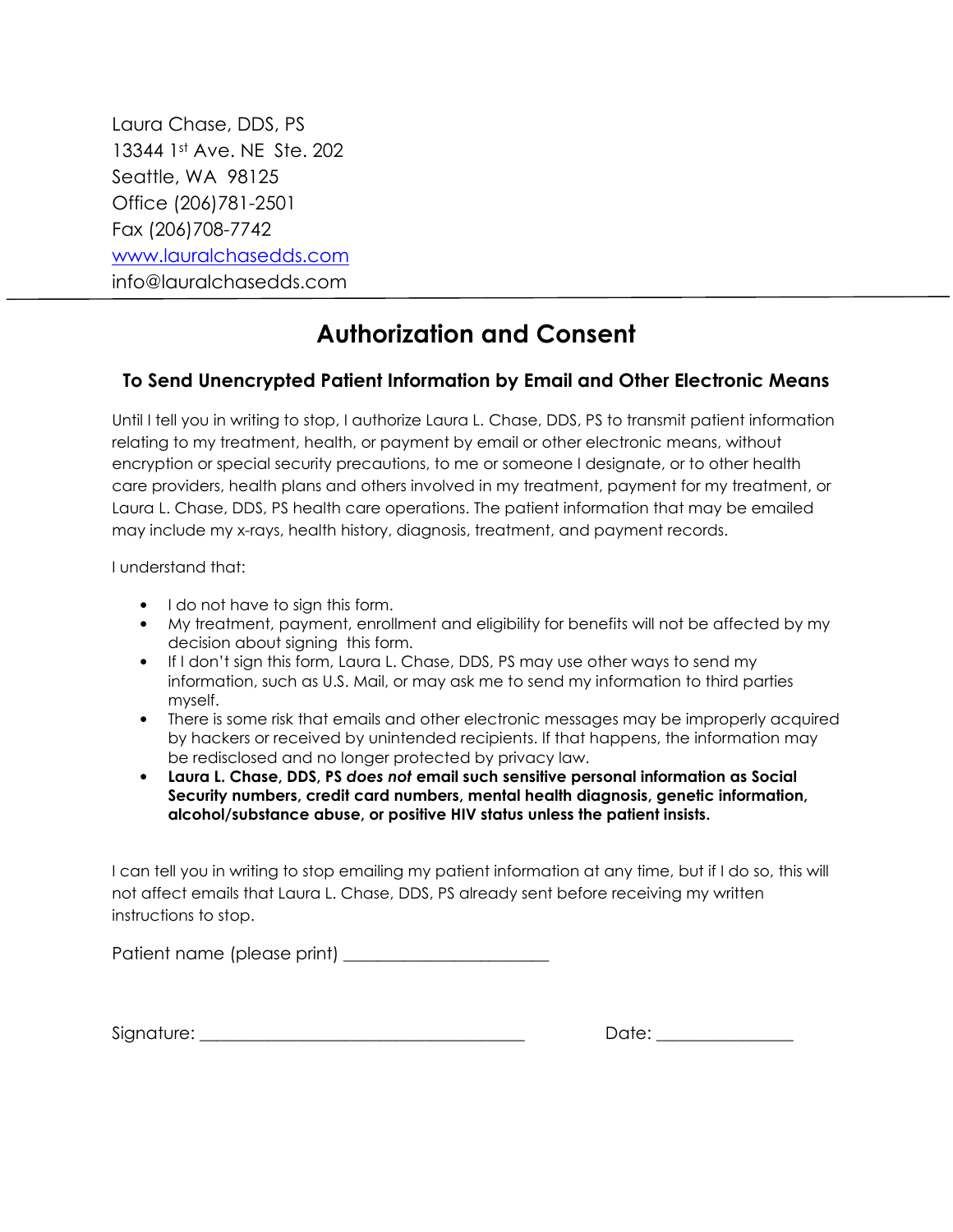Laura Chase, DDS, PS
13344 1st Ave. NE Ste. 202
Seattle, WA 98125
Office (206)781-2501
Fax (206)708-7742
www.lauralchasedds.com
info@lauralchasedds.com

---

# Authorization and Consent

## To Send Unencrypted Patient Information by Email and Other Electronic Means

Until I tell you in writing to stop, I authorize Laura L. Chase, DDS, PS to transmit patient information relating to my treatment, health, or payment by email or other electronic means, without encryption or special security precautions, to me or someone I designate, or to other health care providers, health plans and others involved in my treatment, payment for my treatment, or Laura L. Chase, DDS, PS health care operations. The patient information that may be emailed may include my x-rays, health history, diagnosis, treatment, and payment records.

I understand that:

- I do not have to sign this form.
- My treatment, payment, enrollment and eligibility for benefits will not be affected by my decision about signing this form.
- If I don't sign this form, Laura L. Chase, DDS, PS may use other ways to send my information, such as U.S. Mail, or may ask me to send my information to third parties myself.
- There is some risk that emails and other electronic messages may be improperly acquired by hackers or received by unintended recipients. If that happens, the information may be redisclosed and no longer protected by privacy law.
- **Laura L. Chase, DDS, PS *does not* email such sensitive personal information as Social Security numbers, credit card numbers, mental health diagnosis, genetic information, alcohol/substance abuse, or positive HIV status unless the patient insists.**

I can tell you in writing to stop emailing my patient information at any time, but if I do so, this will not affect emails that Laura L. Chase, DDS, PS already sent before receiving my written instructions to stop.

Patient name (please print) _______________________

Signature: _____________________________________ Date: _______________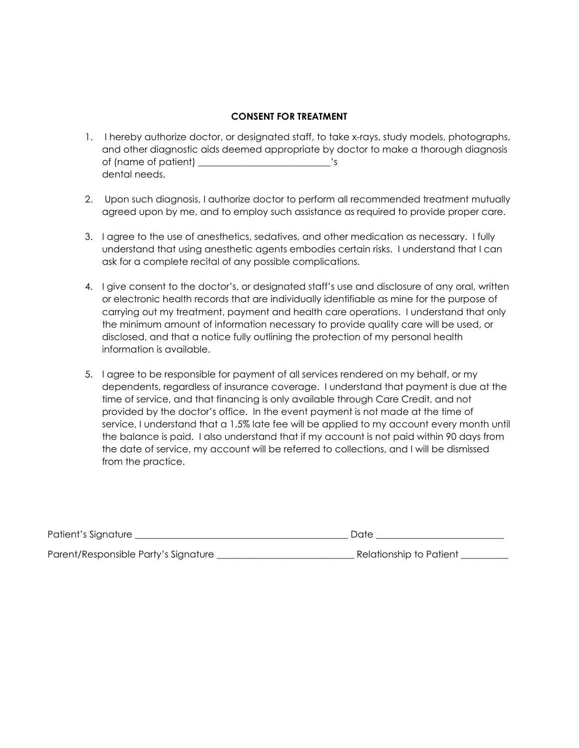**CONSENT FOR TREATMENT**

1. I hereby authorize doctor, or designated staff, to take x-rays, study models, photographs, and other diagnostic aids deemed appropriate by doctor to make a thorough diagnosis of (name of patient) ___________________________'s dental needs.

2. Upon such diagnosis, I authorize doctor to perform all recommended treatment mutually agreed upon by me, and to employ such assistance as required to provide proper care.

3. I agree to the use of anesthetics, sedatives, and other medication as necessary. I fully understand that using anesthetic agents embodies certain risks. I understand that I can ask for a complete recital of any possible complications.

4. I give consent to the doctor's, or designated staff's use and disclosure of any oral, written or electronic health records that are individually identifiable as mine for the purpose of carrying out my treatment, payment and health care operations. I understand that only the minimum amount of information necessary to provide quality care will be used, or disclosed, and that a notice fully outlining the protection of my personal health information is available.

5. I agree to be responsible for payment of all services rendered on my behalf, or my dependents, regardless of insurance coverage. I understand that payment is due at the time of service, and that financing is only available through Care Credit, and not provided by the doctor's office. In the event payment is not made at the time of service, I understand that a 1.5% late fee will be applied to my account every month until the balance is paid. I also understand that if my account is not paid within 90 days from the date of service, my account will be referred to collections, and I will be dismissed from the practice.

Patient's Signature ______________________________________________ Date ___________________________

Parent/Responsible Party's Signature _____________________________ Relationship to Patient __________